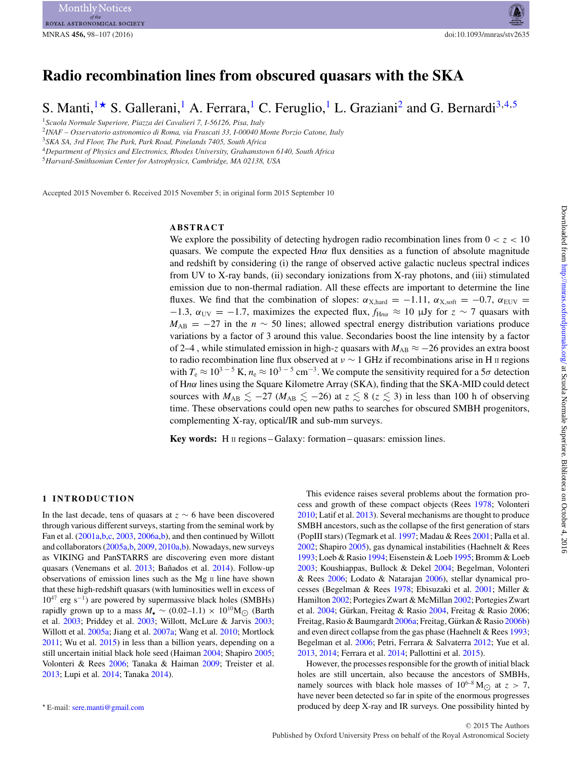# Radio recombination lines from obscured quasars with the SKA

S. Manti,[1]★ S. Gallerani,[1] A. Ferrara,[1] C. Feruglio,[1] L. Graziani[2] and G. Bernardi[3,4,5]

[1] *Scuola Normale Superiore, Piazza dei Cavalieri 7, I-56126, Pisa, Italy*
[2] *INAF – Osservatorio astronomico di Roma, via Frascati 33, I-00040 Monte Porzio Catone, Italy*
[3] *SKA SA, 3rd Floor, The Park, Park Road, Pinelands 7405, South Africa*
[4] *Department of Physics and Electronics, Rhodes University, Grahamstown 6140, South Africa*
[5] *Harvard-Smithsonian Center for Astrophysics, Cambridge, MA 02138, USA*

Accepted 2015 November 6. Received 2015 November 5; in original form 2015 September 10

## ABSTRACT

We explore the possibility of detecting hydrogen radio recombination lines from $0 < z < 10$ quasars. We compute the expected H$n\alpha$ flux densities as a function of absolute magnitude and redshift by considering (i) the range of observed active galactic nucleus spectral indices from UV to X-ray bands, (ii) secondary ionizations from X-ray photons, and (iii) stimulated emission due to non-thermal radiation. All these effects are important to determine the line fluxes. We find that the combination of slopes: $\alpha_{\rm X,hard} = -1.11$, $\alpha_{\rm X,soft} = -0.7$, $\alpha_{\rm EUV} = -1.3$, $\alpha_{\rm UV} = -1.7$, maximizes the expected flux, $f_{{\rm H}n\alpha} \approx 10$ μJy for $z \sim 7$ quasars with $M_{\rm AB} = -27$ in the $n \sim 50$ lines; allowed spectral energy distribution variations produce variations by a factor of 3 around this value. Secondaries boost the line intensity by a factor of 2–4 , while stimulated emission in high-$z$ quasars with $M_{\rm AB} \approx -26$ provides an extra boost to radio recombination line flux observed at $\nu \sim 1$ GHz if recombinations arise in H II regions with $T_{\rm e} \approx 10^{3-5}$ K, $n_{\rm e} \approx 10^{3-5}$ cm$^{-3}$. We compute the sensitivity required for a 5$\sigma$ detection of H$n\alpha$ lines using the Square Kilometre Array (SKA), finding that the SKA-MID could detect sources with $M_{\rm AB} \lesssim -27$ ($M_{\rm AB} \lesssim -26$) at $z \lesssim 8$ ($z \lesssim 3$) in less than 100 h of observing time. These observations could open new paths to searches for obscured SMBH progenitors, complementing X-ray, optical/IR and sub-mm surveys.

**Key words:** H II regions – Galaxy: formation – quasars: emission lines.

## 1 INTRODUCTION

In the last decade, tens of quasars at $z \sim 6$ have been discovered through various different surveys, starting from the seminal work by Fan et al. (2001a,b,c, 2003, 2006a,b), and then continued by Willott and collaborators (2005a,b, 2009, 2010a,b). Nowadays, new surveys as VIKING and PanSTARRS are discovering even more distant quasars (Venemans et al. 2013; Bañados et al. 2014). Follow-up observations of emission lines such as the Mg II line have shown that these high-redshift quasars (with luminosities well in excess of $10^{47}$ erg s$^{-1}$) are powered by supermassive black holes (SMBHs) rapidly grown up to a mass $M_\bullet \sim (0.02\text{–}1.1) \times 10^{10}$M$_\odot$ (Barth et al. 2003; Priddey et al. 2003; Willott, McLure & Jarvis 2003; Willott et al. 2005a; Jiang et al. 2007a; Wang et al. 2010; Mortlock 2011; Wu et al. 2015) in less than a billion years, depending on a still uncertain initial black hole seed (Haiman 2004; Shapiro 2005; Volonteri & Rees 2006; Tanaka & Haiman 2009; Treister et al. 2013; Lupi et al. 2014; Tanaka 2014).

This evidence raises several problems about the formation process and growth of these compact objects (Rees 1978; Volonteri 2010; Latif et al. 2013). Several mechanisms are thought to produce SMBH ancestors, such as the collapse of the first generation of stars (PopIII stars) (Tegmark et al. 1997; Madau & Rees 2001; Palla et al. 2002; Shapiro 2005), gas dynamical instabilities (Haehnelt & Rees 1993; Loeb & Rasio 1994; Eisenstein & Loeb 1995; Bromm & Loeb 2003; Koushiappas, Bullock & Dekel 2004; Begelman, Volonteri & Rees 2006; Lodato & Natarajan 2006), stellar dynamical processes (Begelman & Rees 1978; Ebisuzaki et al. 2001; Miller & Hamilton 2002; Portegies Zwart & McMillan 2002; Portegies Zwart et al. 2004; Gürkan, Freitag & Rasio 2004; Freitag & Rasio 2006; Freitag, Rasio & Baumgardt 2006a; Freitag, Gürkan & Rasio 2006b) and even direct collapse from the gas phase (Haehnelt & Rees 1993; Begelman et al. 2006; Petri, Ferrara & Salvaterra 2012; Yue et al. 2013, 2014; Ferrara et al. 2014; Pallottini et al. 2015).

However, the processes responsible for the growth of initial black holes are still uncertain, also because the ancestors of SMBHs, namely sources with black hole masses of $10^{6-8}$ M$_\odot$ at $z > 7$, have never been detected so far in spite of the enormous progresses produced by deep X-ray and IR surveys. One possibility hinted by

★ E-mail: sere.manti@gmail.com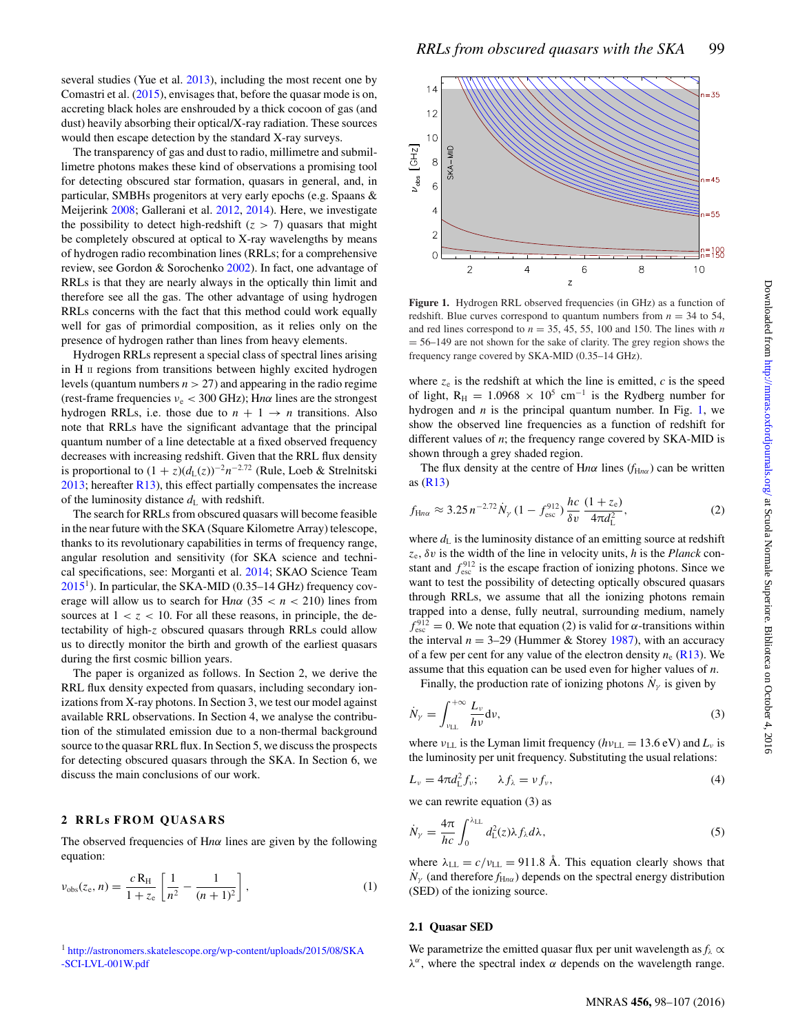several studies (Yue et al. 2013), including the most recent one by Comastri et al. (2015), envisages that, before the quasar mode is on, accreting black holes are enshrouded by a thick cocoon of gas (and dust) heavily absorbing their optical/X-ray radiation. These sources would then escape detection by the standard X-ray surveys.

The transparency of gas and dust to radio, millimetre and submillimetre photons makes these kind of observations a promising tool for detecting obscured star formation, quasars in general, and, in particular, SMBHs progenitors at very early epochs (e.g. Spaans & Meijerink 2008; Gallerani et al. 2012, 2014). Here, we investigate the possibility to detect high-redshift ($z > 7$) quasars that might be completely obscured at optical to X-ray wavelengths by means of hydrogen radio recombination lines (RRLs; for a comprehensive review, see Gordon & Sorochenko 2002). In fact, one advantage of RRLs is that they are nearly always in the optically thin limit and therefore see all the gas. The other advantage of using hydrogen RRLs concerns with the fact that this method could work equally well for gas of primordial composition, as it relies only on the presence of hydrogen rather than lines from heavy elements.

Hydrogen RRLs represent a special class of spectral lines arising in H II regions from transitions between highly excited hydrogen levels (quantum numbers $n > 27$) and appearing in the radio regime (rest-frame frequencies $\nu_e < 300$ GHz); H$n\alpha$ lines are the strongest hydrogen RRLs, i.e. those due to $n + 1 \rightarrow n$ transitions. Also note that RRLs have the significant advantage that the principal quantum number of a line detectable at a fixed observed frequency decreases with increasing redshift. Given that the RRL flux density is proportional to $(1 + z)(d_L(z))^{-2} n^{-2.72}$ (Rule, Loeb & Strelnitski 2013; hereafter R13), this effect partially compensates the increase of the luminosity distance $d_L$ with redshift.

The search for RRLs from obscured quasars will become feasible in the near future with the SKA (Square Kilometre Array) telescope, thanks to its revolutionary capabilities in terms of frequency range, angular resolution and sensitivity (for SKA science and technical specifications, see: Morganti et al. 2014; SKAO Science Team 2015[1]). In particular, the SKA-MID (0.35–14 GHz) frequency coverage will allow us to search for H$n\alpha$ ($35 < n < 210$) lines from sources at $1 < z < 10$. For all these reasons, in principle, the detectability of high-$z$ obscured quasars through RRLs could allow us to directly monitor the birth and growth of the earliest quasars during the first cosmic billion years.

The paper is organized as follows. In Section 2, we derive the RRL flux density expected from quasars, including secondary ionizations from X-ray photons. In Section 3, we test our model against available RRL observations. In Section 4, we analyse the contribution of the stimulated emission due to a non-thermal background source to the quasar RRL flux. In Section 5, we discuss the prospects for detecting obscured quasars through the SKA. In Section 6, we discuss the main conclusions of our work.

## 2 RRLs FROM QUASARS

The observed frequencies of H$n\alpha$ lines are given by the following equation:

$$\nu_{\rm obs}(z_e, n) = \frac{c\,{\rm R_H}}{1 + z_e}\left[\frac{1}{n^2} - \frac{1}{(n+1)^2}\right], \qquad (1)$$

[1] http://astronomers.skatelescope.org/wp-content/uploads/2015/08/SKA-SCI-LVL-001W.pdf

**Figure 1.** Hydrogen RRL observed frequencies (in GHz) as a function of redshift. Blue curves correspond to quantum numbers from $n = 34$ to 54, and red lines correspond to $n = 35$, 45, 55, 100 and 150. The lines with $n = 56$–149 are not shown for the sake of clarity. The grey region shows the frequency range covered by SKA-MID (0.35–14 GHz).

where $z_e$ is the redshift at which the line is emitted, $c$ is the speed of light, ${\rm R_H} = 1.0968 \times 10^5$ cm$^{-1}$ is the Rydberg number for hydrogen and $n$ is the principal quantum number. In Fig. 1, we show the observed line frequencies as a function of redshift for different values of $n$; the frequency range covered by SKA-MID is shown through a grey shaded region.

The flux density at the centre of H$n\alpha$ lines ($f_{{\rm H}n\alpha}$) can be written as (R13)

$$f_{{\rm H}n\alpha} \approx 3.25\, n^{-2.72} \dot{N}_\gamma \,(1 - f_{\rm esc}^{912})\, \frac{hc}{\delta v}\, \frac{(1 + z_e)}{4\pi d_L^2}, \qquad (2)$$

where $d_L$ is the luminosity distance of an emitting source at redshift $z_e$, $\delta v$ is the width of the line in velocity units, $h$ is the *Planck* constant and $f_{\rm esc}^{912}$ is the escape fraction of ionizing photons. Since we want to test the possibility of detecting optically obscured quasars through RRLs, we assume that all the ionizing photons remain trapped into a dense, fully neutral, surrounding medium, namely $f_{\rm esc}^{912} = 0$. We note that equation (2) is valid for $\alpha$-transitions within the interval $n = 3$–29 (Hummer & Storey 1987), with an accuracy of a few per cent for any value of the electron density $n_e$ (R13). We assume that this equation can be used even for higher values of $n$.

Finally, the production rate of ionizing photons $\dot{N}_\gamma$ is given by

$$\dot{N}_\gamma = \int_{\nu_{\rm LL}}^{+\infty} \frac{L_\nu}{h\nu} {\rm d}\nu, \qquad (3)$$

where $\nu_{\rm LL}$ is the Lyman limit frequency ($h\nu_{\rm LL} = 13.6$ eV) and $L_\nu$ is the luminosity per unit frequency. Substituting the usual relations:

$$L_\nu = 4\pi d_L^2 f_\nu; \qquad \lambda f_\lambda = \nu f_\nu, \qquad (4)$$

we can rewrite equation (3) as

$$\dot{N}_\gamma = \frac{4\pi}{hc}\int_0^{\lambda_{\rm LL}} d_L^2(z)\lambda f_\lambda {\rm d}\lambda, \qquad (5)$$

where $\lambda_{\rm LL} = c/\nu_{\rm LL} = 911.8$ Å. This equation clearly shows that $\dot{N}_\gamma$ (and therefore $f_{{\rm H}n\alpha}$) depends on the spectral energy distribution (SED) of the ionizing source.

### 2.1 Quasar SED

We parametrize the emitted quasar flux per unit wavelength as $f_\lambda \propto \lambda^\alpha$, where the spectral index $\alpha$ depends on the wavelength range.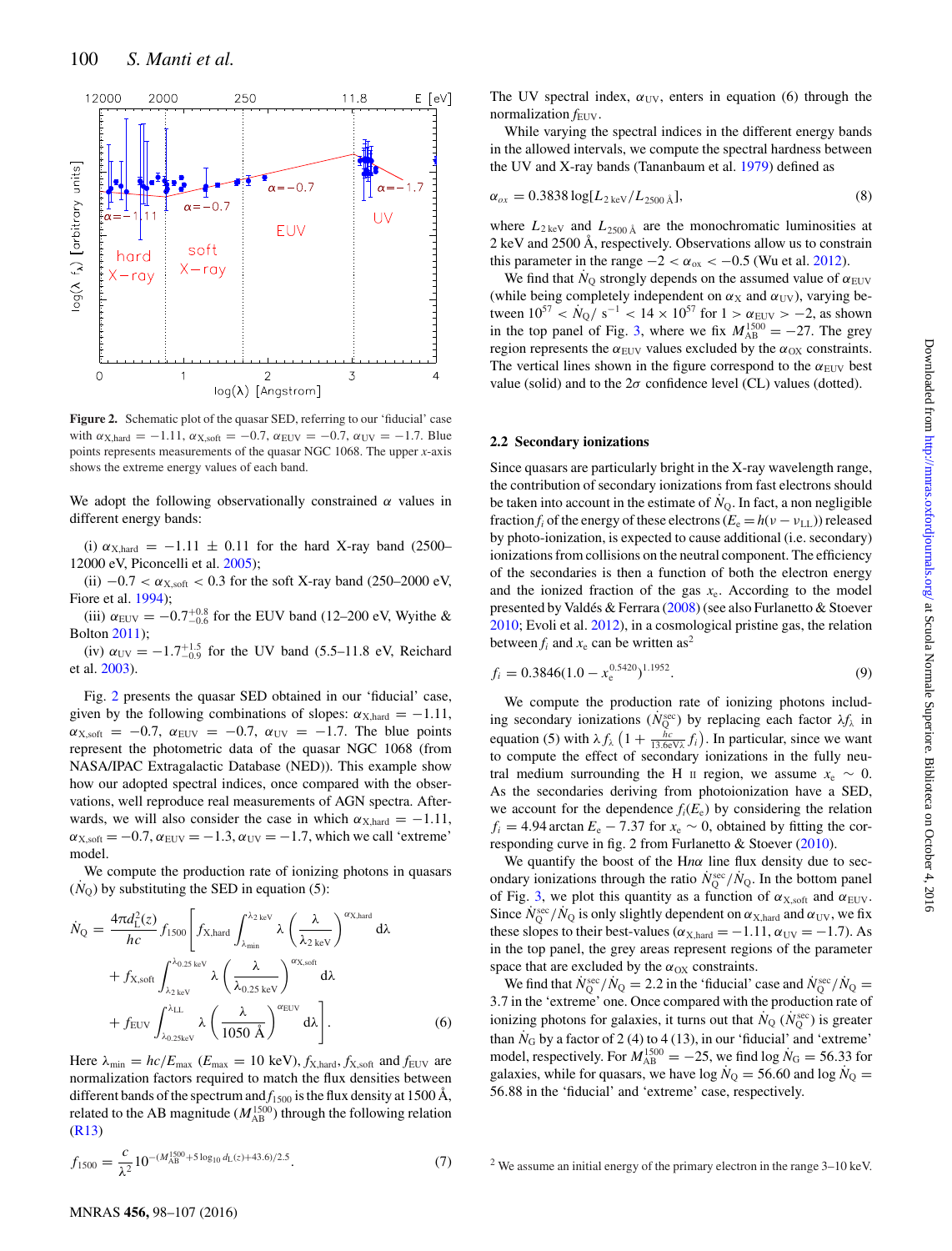Figure 2. Schematic plot of the quasar SED, referring to our 'fiducial' case with $\alpha_{\rm X,hard} = -1.11$, $\alpha_{\rm X,soft} = -0.7$, $\alpha_{\rm EUV} = -0.7$, $\alpha_{\rm UV} = -1.7$. Blue points represents measurements of the quasar NGC 1068. The upper $x$-axis shows the extreme energy values of each band.

We adopt the following observationally constrained $\alpha$ values in different energy bands:

(i) $\alpha_{\rm X,hard} = -1.11 \pm 0.11$ for the hard X-ray band (2500–12000 eV, Piconcelli et al. 2005);

(ii) $-0.7 < \alpha_{\rm X,soft} < 0.3$ for the soft X-ray band (250–2000 eV, Fiore et al. 1994);

(iii) $\alpha_{\rm EUV} = -0.7^{+0.8}_{-0.6}$ for the EUV band (12–200 eV, Wyithe & Bolton 2011);

(iv) $\alpha_{\rm UV} = -1.7^{+1.5}_{-0.9}$ for the UV band (5.5–11.8 eV, Reichard et al. 2003).

Fig. 2 presents the quasar SED obtained in our 'fiducial' case, given by the following combinations of slopes: $\alpha_{\rm X,hard} = -1.11$, $\alpha_{\rm X,soft} = -0.7$, $\alpha_{\rm EUV} = -0.7$, $\alpha_{\rm UV} = -1.7$. The blue points represent the photometric data of the quasar NGC 1068 (from NASA/IPAC Extragalactic Database (NED)). This example show how our adopted spectral indices, once compared with the observations, well reproduce real measurements of AGN spectra. Afterwards, we will also consider the case in which $\alpha_{\rm X,hard} = -1.11$, $\alpha_{\rm X,soft} = -0.7$, $\alpha_{\rm EUV} = -1.3$, $\alpha_{\rm UV} = -1.7$, which we call 'extreme' model.

We compute the production rate of ionizing photons in quasars ($\dot{N}_{\rm Q}$) by substituting the SED in equation (5):

$$\dot{N}_{\rm Q} = \frac{4\pi d_{\rm L}^2(z)}{hc} f_{1500} \left[ f_{\rm X,hard} \int_{\lambda_{\rm min}}^{\lambda_{2\,\rm keV}} \lambda \left(\frac{\lambda}{\lambda_{2\,\rm keV}}\right)^{\alpha_{\rm X,hard}} {\rm d}\lambda + f_{\rm X,soft} \int_{\lambda_{2\,\rm keV}}^{\lambda_{0.25\,\rm keV}} \lambda \left(\frac{\lambda}{\lambda_{0.25\,\rm keV}}\right)^{\alpha_{\rm X,soft}} {\rm d}\lambda + f_{\rm EUV} \int_{\lambda_{0.25\rm keV}}^{\lambda_{\rm LL}} \lambda \left(\frac{\lambda}{1050\,\text{Å}}\right)^{\alpha_{\rm EUV}} {\rm d}\lambda \right]. \quad (6)$$

Here $\lambda_{\rm min} = hc/E_{\rm max}$ ($E_{\rm max} = 10$ keV), $f_{\rm X,hard}$, $f_{\rm X,soft}$ and $f_{\rm EUV}$ are normalization factors required to match the flux densities between different bands of the spectrum and $f_{1500}$ is the flux density at 1500 Å, related to the AB magnitude ($M_{\rm AB}^{1500}$) through the following relation (R13)

$$f_{1500} = \frac{c}{\lambda^2} 10^{-(M_{\rm AB}^{1500} + 5\log_{10} d_{\rm L}(z) + 43.6)/2.5}. \quad (7)$$

The UV spectral index, $\alpha_{\rm UV}$, enters in equation (6) through the normalization $f_{\rm EUV}$.

While varying the spectral indices in the different energy bands in the allowed intervals, we compute the spectral hardness between the UV and X-ray bands (Tananbaum et al. 1979) defined as

$$\alpha_{ox} = 0.3838 \log[L_{2\,\rm keV}/L_{2500\,\text{Å}}], \quad (8)$$

where $L_{2\,\rm keV}$ and $L_{2500\,\text{Å}}$ are the monochromatic luminosities at 2 keV and 2500 Å, respectively. Observations allow us to constrain this parameter in the range $-2 < \alpha_{\rm ox} < -0.5$ (Wu et al. 2012).

We find that $\dot{N}_{\rm Q}$ strongly depends on the assumed value of $\alpha_{\rm EUV}$ (while being completely independent on $\alpha_{\rm X}$ and $\alpha_{\rm UV}$), varying between $10^{57} < \dot{N}_{\rm Q}/\,{\rm s}^{-1} < 14 \times 10^{57}$ for $1 > \alpha_{\rm EUV} > -2$, as shown in the top panel of Fig. 3, where we fix $M_{\rm AB}^{1500} = -27$. The grey region represents the $\alpha_{\rm EUV}$ values excluded by the $\alpha_{\rm OX}$ constraints. The vertical lines shown in the figure correspond to the $\alpha_{\rm EUV}$ best value (solid) and to the $2\sigma$ confidence level (CL) values (dotted).

## 2.2 Secondary ionizations

Since quasars are particularly bright in the X-ray wavelength range, the contribution of secondary ionizations from fast electrons should be taken into account in the estimate of $\dot{N}_{\rm Q}$. In fact, a non negligible fraction $f_i$ of the energy of these electrons ($E_{\rm e} = h(\nu - \nu_{\rm LL})$) released by photo-ionization, is expected to cause additional (i.e. secondary) ionizations from collisions on the neutral component. The efficiency of the secondaries is then a function of both the electron energy and the ionized fraction of the gas $x_{\rm e}$. According to the model presented by Valdés & Ferrara (2008) (see also Furlanetto & Stoever 2010; Evoli et al. 2012), in a cosmological pristine gas, the relation between $f_i$ and $x_{\rm e}$ can be written as[2]

$$f_i = 0.3846(1.0 - x_{\rm e}^{0.5420})^{1.1952}. \quad (9)$$

We compute the production rate of ionizing photons including secondary ionizations ($\dot{N}_{\rm Q}^{\rm sec}$) by replacing each factor $\lambda f_\lambda$ in equation (5) with $\lambda f_\lambda \left(1 + \frac{hc}{13.6{\rm eV}\lambda} f_i\right)$. In particular, since we want to compute the effect of secondary ionizations in the fully neutral medium surrounding the H II region, we assume $x_{\rm e} \sim 0$. As the secondaries deriving from photoionization have a SED, we account for the dependence $f_i(E_{\rm e})$ by considering the relation $f_i = 4.94 \arctan E_{\rm e} - 7.37$ for $x_{\rm e} \sim 0$, obtained by fitting the corresponding curve in fig. 2 from Furlanetto & Stoever (2010).

We quantify the boost of the H$n\alpha$ line flux density due to secondary ionizations through the ratio $\dot{N}_{\rm Q}^{\rm sec}/\dot{N}_{\rm Q}$. In the bottom panel of Fig. 3, we plot this quantity as a function of $\alpha_{\rm X,soft}$ and $\alpha_{\rm EUV}$. Since $\dot{N}_{\rm Q}^{\rm sec}/\dot{N}_{\rm Q}$ is only slightly dependent on $\alpha_{\rm X,hard}$ and $\alpha_{\rm UV}$, we fix these slopes to their best-values ($\alpha_{\rm X,hard} = -1.11$, $\alpha_{\rm UV} = -1.7$). As in the top panel, the grey areas represent regions of the parameter space that are excluded by the $\alpha_{\rm OX}$ constraints.

We find that $\dot{N}_{\rm Q}^{\rm sec}/\dot{N}_{\rm Q} = 2.2$ in the 'fiducial' case and $\dot{N}_{\rm Q}^{\rm sec}/\dot{N}_{\rm Q} = 3.7$ in the 'extreme' one. Once compared with the production rate of ionizing photons for galaxies, it turns out that $\dot{N}_{\rm Q}$ ($\dot{N}_{\rm Q}^{\rm sec}$) is greater than $\dot{N}_{\rm G}$ by a factor of 2 (4) to 4 (13), in our 'fiducial' and 'extreme' model, respectively. For $M_{\rm AB}^{1500} = -25$, we find $\log \dot{N}_{\rm G} = 56.33$ for galaxies, while for quasars, we have $\log \dot{N}_{\rm Q} = 56.60$ and $\log \dot{N}_{\rm Q} = 56.88$ in the 'fiducial' and 'extreme' case, respectively.

[2] We assume an initial energy of the primary electron in the range 3–10 keV.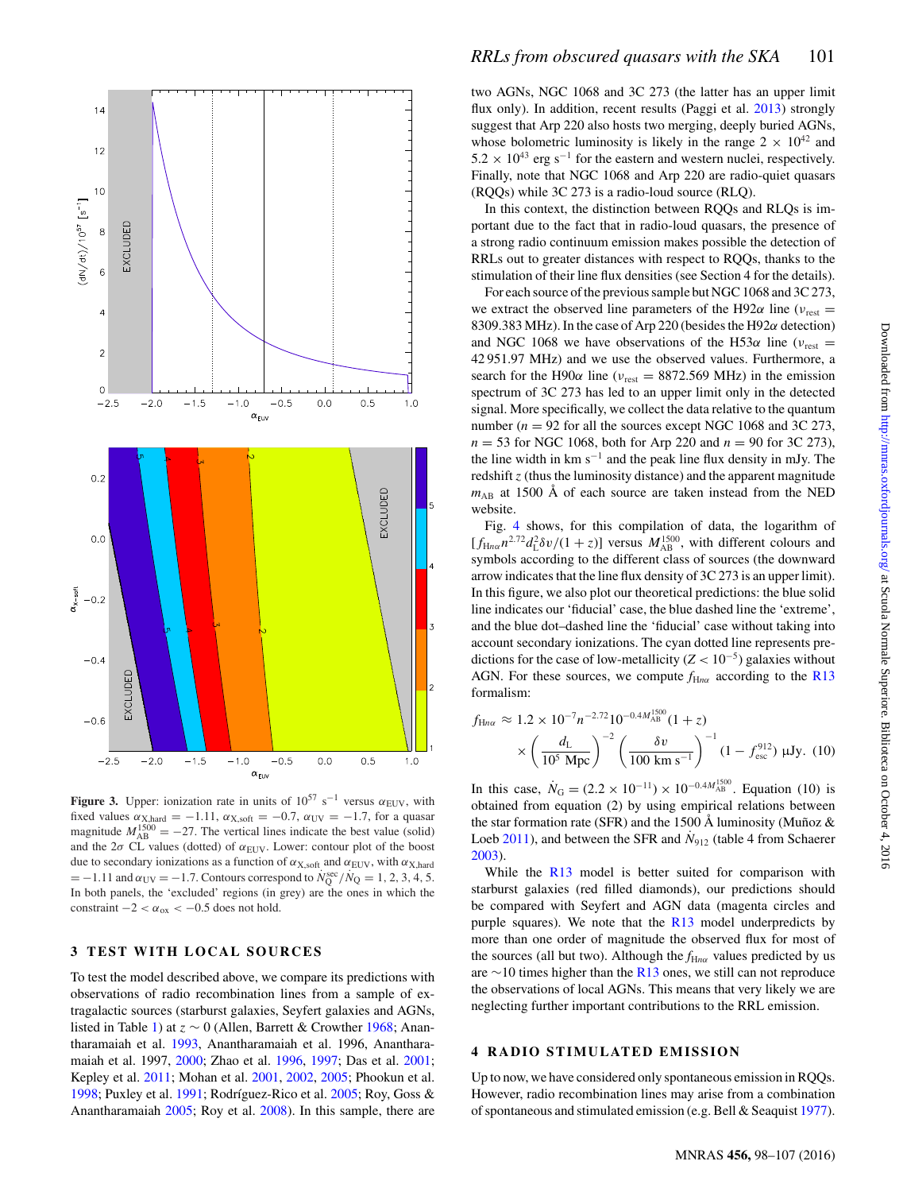**Figure 3.** Upper: ionization rate in units of $10^{57}$ s$^{-1}$ versus $\alpha_{\rm EUV}$, with fixed values $\alpha_{\rm X,hard} = -1.11$, $\alpha_{\rm X,soft} = -0.7$, $\alpha_{\rm UV} = -1.7$, for a quasar magnitude $M_{\rm AB}^{1500} = -27$. The vertical lines indicate the best value (solid) and the $2\sigma$ CL values (dotted) of $\alpha_{\rm EUV}$. Lower: contour plot of the boost due to secondary ionizations as a function of $\alpha_{\rm X,soft}$ and $\alpha_{\rm EUV}$, with $\alpha_{\rm X,hard} = -1.11$ and $\alpha_{\rm UV} = -1.7$. Contours correspond to $\dot{N}_{\rm Q}^{\rm sec}/\dot{N}_{\rm Q} = 1, 2, 3, 4, 5$. In both panels, the 'excluded' regions (in grey) are the ones in which the constraint $-2 < \alpha_{\rm ox} < -0.5$ does not hold.

## 3 TEST WITH LOCAL SOURCES

To test the model described above, we compare its predictions with observations of radio recombination lines from a sample of extragalactic sources (starburst galaxies, Seyfert galaxies and AGNs, listed in Table 1) at $z \sim 0$ (Allen, Barrett & Crowther 1968; Anantharamaiah et al. 1993, Anantharamaiah et al. 1996, Anantharamaiah et al. 1997, 2000; Zhao et al. 1996, 1997; Das et al. 2001; Kepley et al. 2011; Mohan et al. 2001, 2002, 2005; Phookun et al. 1998; Puxley et al. 1991; Rodríguez-Rico et al. 2005; Roy, Goss & Anantharamaiah 2005; Roy et al. 2008). In this sample, there are two AGNs, NGC 1068 and 3C 273 (the latter has an upper limit flux only). In addition, recent results (Paggi et al. 2013) strongly suggest that Arp 220 also hosts two merging, deeply buried AGNs, whose bolometric luminosity is likely in the range $2 \times 10^{42}$ and $5.2 \times 10^{43}$ erg s$^{-1}$ for the eastern and western nuclei, respectively. Finally, note that NGC 1068 and Arp 220 are radio-quiet quasars (RQQs) while 3C 273 is a radio-loud source (RLQ).

In this context, the distinction between RQQs and RLQs is important due to the fact that in radio-loud quasars, the presence of a strong radio continuum emission makes possible the detection of RRLs out to greater distances with respect to RQQs, thanks to the stimulation of their line flux densities (see Section 4 for the details).

For each source of the previous sample but NGC 1068 and 3C 273, we extract the observed line parameters of the H92$\alpha$ line ($\nu_{\rm rest}$ = 8309.383 MHz). In the case of Arp 220 (besides the H92$\alpha$ detection) and NGC 1068 we have observations of the H53$\alpha$ line ($\nu_{\rm rest}$ = 42 951.97 MHz) and we use the observed values. Furthermore, a search for the H90$\alpha$ line ($\nu_{\rm rest}$ = 8872.569 MHz) in the emission spectrum of 3C 273 has led to an upper limit only in the detected signal. More specifically, we collect the data relative to the quantum number ($n = 92$ for all the sources except NGC 1068 and 3C 273, $n = 53$ for NGC 1068, both for Arp 220 and $n = 90$ for 3C 273), the line width in km s$^{-1}$ and the peak line flux density in mJy. The redshift $z$ (thus the luminosity distance) and the apparent magnitude $m_{\rm AB}$ at 1500 Å of each source are taken instead from the NED website.

Fig. 4 shows, for this compilation of data, the logarithm of $[f_{{\rm H}n\alpha} n^{2.72} d_{\rm L}^2 \delta v/(1+z)]$ versus $M_{\rm AB}^{1500}$, with different colours and symbols according to the different class of sources (the downward arrow indicates that the line flux density of 3C 273 is an upper limit). In this figure, we also plot our theoretical predictions: the blue solid line indicates our 'fiducial' case, the blue dashed line the 'extreme', and the blue dot–dashed line the 'fiducial' case without taking into account secondary ionizations. The cyan dotted line represents predictions for the case of low-metallicity ($Z < 10^{-5}$) galaxies without AGN. For these sources, we compute $f_{{\rm H}n\alpha}$ according to the R13 formalism:

$$f_{{\rm H}n\alpha} \approx 1.2 \times 10^{-7} n^{-2.72} 10^{-0.4 M_{\rm AB}^{1500}} (1+z) \times \left(\frac{d_{\rm L}}{10^5\ {\rm Mpc}}\right)^{-2} \left(\frac{\delta v}{100\ {\rm km\ s^{-1}}}\right)^{-1} (1 - f_{\rm esc}^{912})\ \mu{\rm Jy}. \quad (10)$$

In this case, $\dot{N}_{\rm G} = (2.2 \times 10^{-11}) \times 10^{-0.4 M_{\rm AB}^{1500}}$. Equation (10) is obtained from equation (2) by using empirical relations between the star formation rate (SFR) and the 1500 Å luminosity (Muñoz & Loeb 2011), and between the SFR and $\dot{N}_{912}$ (table 4 from Schaerer 2003).

While the R13 model is better suited for comparison with starburst galaxies (red filled diamonds), our predictions should be compared with Seyfert and AGN data (magenta circles and purple squares). We note that the R13 model underpredicts by more than one order of magnitude the observed flux for most of the sources (all but two). Although the $f_{{\rm H}n\alpha}$ values predicted by us are $\sim$10 times higher than the R13 ones, we still can not reproduce the observations of local AGNs. This means that very likely we are neglecting further important contributions to the RRL emission.

## 4 RADIO STIMULATED EMISSION

Up to now, we have considered only spontaneous emission in RQQs. However, radio recombination lines may arise from a combination of spontaneous and stimulated emission (e.g. Bell & Seaquist 1977).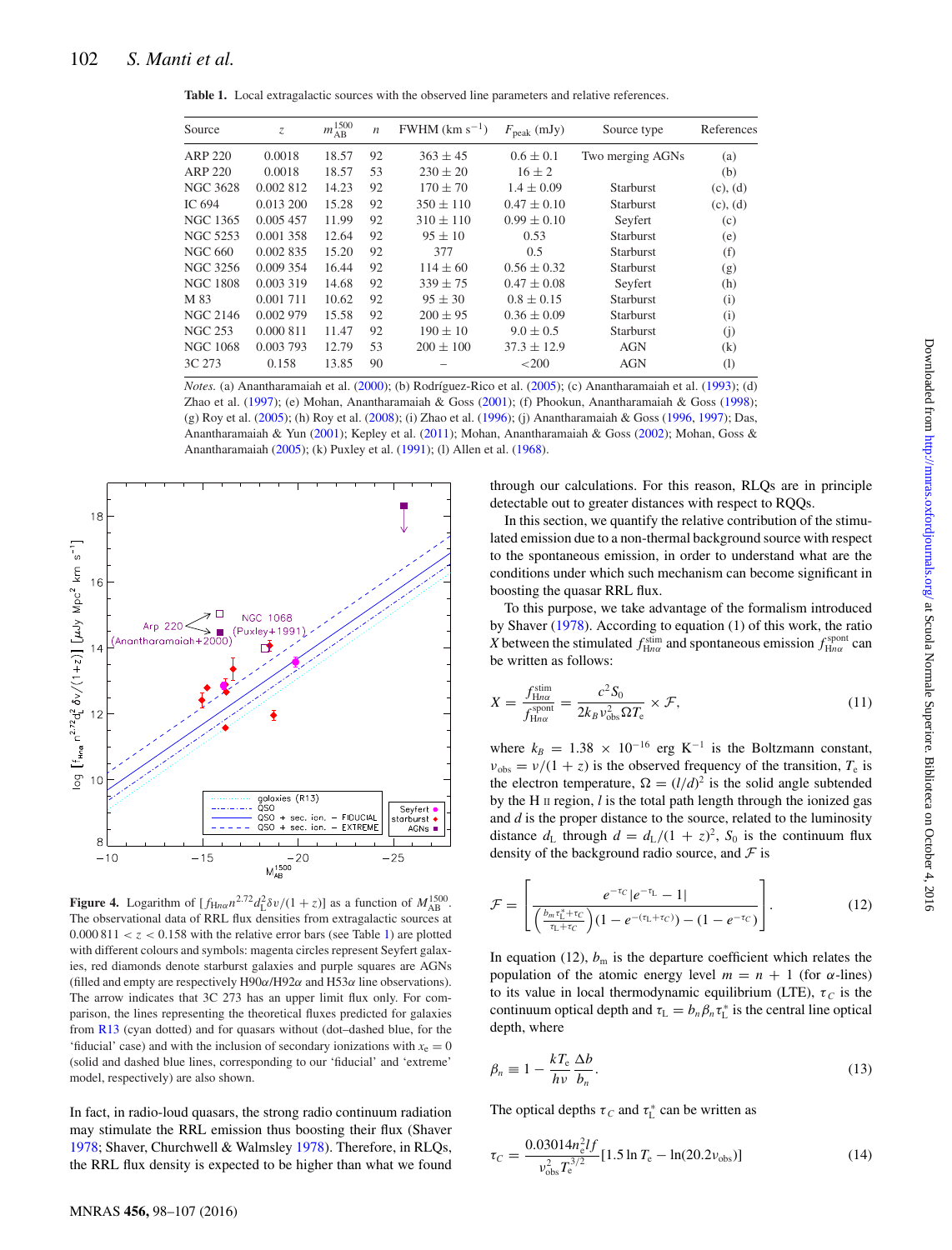**Table 1.** Local extragalactic sources with the observed line parameters and relative references.

| Source | $z$ | $m_{AB}^{1500}$ | $n$ | FWHM (km $s^{-1}$) | $F_{peak}$ (mJy) | Source type | References |
|---|---|---|---|---|---|---|---|
| ARP 220 | 0.0018 | 18.57 | 92 | 363 ± 45 | 0.6 ± 0.1 | Two merging AGNs | (a) |
| ARP 220 | 0.0018 | 18.57 | 53 | 230 ± 20 | 16 ± 2 | | (b) |
| NGC 3628 | 0.002 812 | 14.23 | 92 | 170 ± 70 | 1.4 ± 0.09 | Starburst | (c), (d) |
| IC 694 | 0.013 200 | 15.28 | 92 | 350 ± 110 | 0.47 ± 0.10 | Starburst | (c), (d) |
| NGC 1365 | 0.005 457 | 11.99 | 92 | 310 ± 110 | 0.99 ± 0.10 | Seyfert | (c) |
| NGC 5253 | 0.001 358 | 12.64 | 92 | 95 ± 10 | 0.53 | Starburst | (e) |
| NGC 660 | 0.002 835 | 15.20 | 92 | 377 | 0.5 | Starburst | (f) |
| NGC 3256 | 0.009 354 | 16.44 | 92 | 114 ± 60 | 0.56 ± 0.32 | Starburst | (g) |
| NGC 1808 | 0.003 319 | 14.68 | 92 | 339 ± 75 | 0.47 ± 0.08 | Seyfert | (h) |
| M 83 | 0.001 711 | 10.62 | 92 | 95 ± 30 | 0.8 ± 0.15 | Starburst | (i) |
| NGC 2146 | 0.002 979 | 15.58 | 92 | 200 ± 95 | 0.36 ± 0.09 | Starburst | (i) |
| NGC 253 | 0.000 811 | 11.47 | 92 | 190 ± 10 | 9.0 ± 0.5 | Starburst | (j) |
| NGC 1068 | 0.003 793 | 12.79 | 53 | 200 ± 100 | 37.3 ± 12.9 | AGN | (k) |
| 3C 273 | 0.158 | 13.85 | 90 | – | <200 | AGN | (l) |

*Notes.* (a) Anantharamaiah et al. (2000); (b) Rodríguez-Rico et al. (2005); (c) Anantharamaiah et al. (1993); (d) Zhao et al. (1997); (e) Mohan, Anantharamaiah & Goss (2001); (f) Phookun, Anantharamaiah & Goss (1998); (g) Roy et al. (2005); (h) Roy et al. (2008); (i) Zhao et al. (1996); (j) Anantharamaiah & Goss (1996, 1997); Das, Anantharamaiah & Yun (2001); Kepley et al. (2011); Mohan, Anantharamaiah & Goss (2002); Mohan, Goss & Anantharamaiah (2005); (k) Puxley et al. (1991); (l) Allen et al. (1968).

**Figure 4.** Logarithm of $[f_{\mathrm{H}n\alpha} n^{2.72} d_L^2 \delta v/(1+z)]$ as a function of $M_{AB}^{1500}$. The observational data of RRL flux densities from extragalactic sources at $0.000\,811 < z < 0.158$ with the relative error bars (see Table 1) are plotted with different colours and symbols: magenta circles represent Seyfert galaxies, red diamonds denote starburst galaxies and purple squares are AGNs (filled and empty are respectively H90α/H92α and H53α line observations). The arrow indicates that 3C 273 has an upper limit flux only. For comparison, the lines representing the theoretical fluxes predicted for galaxies from R13 (cyan dotted) and for quasars without (dot–dashed blue, for the 'fiducial' case) and with the inclusion of secondary ionizations with $x_e = 0$ (solid and dashed blue lines, corresponding to our 'fiducial' and 'extreme' model, respectively) are also shown.

In fact, in radio-loud quasars, the strong radio continuum radiation may stimulate the RRL emission thus boosting their flux (Shaver 1978; Shaver, Churchwell & Walmsley 1978). Therefore, in RLQs, the RRL flux density is expected to be higher than what we found through our calculations. For this reason, RLQs are in principle detectable out to greater distances with respect to RQQs.

In this section, we quantify the relative contribution of the stimulated emission due to a non-thermal background source with respect to the spontaneous emission, in order to understand what are the conditions under which such mechanism can become significant in boosting the quasar RRL flux.

To this purpose, we take advantage of the formalism introduced by Shaver (1978). According to equation (1) of this work, the ratio $X$ between the stimulated $f_{\mathrm{H}n\alpha}^{\mathrm{stim}}$ and spontaneous emission $f_{\mathrm{H}n\alpha}^{\mathrm{spont}}$ can be written as follows:

$$X = \frac{f_{\mathrm{H}n\alpha}^{\mathrm{stim}}}{f_{\mathrm{H}n\alpha}^{\mathrm{spont}}} = \frac{c^2 S_0}{2k_B \nu_{\mathrm{obs}}^2 \Omega T_e} \times \mathcal{F}, \tag{11}$$

where $k_B = 1.38 \times 10^{-16}$ erg $K^{-1}$ is the Boltzmann constant, $\nu_{\mathrm{obs}} = \nu/(1+z)$ is the observed frequency of the transition, $T_e$ is the electron temperature, $\Omega = (l/d)^2$ is the solid angle subtended by the H II region, $l$ is the total path length through the ionized gas and $d$ is the proper distance to the source, related to the luminosity distance $d_L$ through $d = d_L/(1+z)^2$, $S_0$ is the continuum flux density of the background radio source, and $\mathcal{F}$ is

$$\mathcal{F} = \left[ \frac{e^{-\tau_C} |e^{-\tau_L} - 1|}{\left(\frac{b_m \tau_L^* + \tau_C}{\tau_L + \tau_C}\right)(1 - e^{-(\tau_L + \tau_C)}) - (1 - e^{-\tau_C})} \right]. \tag{12}$$

In equation (12), $b_m$ is the departure coefficient which relates the population of the atomic energy level $m = n + 1$ (for α-lines) to its value in local thermodynamic equilibrium (LTE), $\tau_C$ is the continuum optical depth and $\tau_L = b_n \beta_n \tau_L^*$ is the central line optical depth, where

$$\beta_n \equiv 1 - \frac{kT_e}{h\nu} \frac{\Delta b}{b_n}. \tag{13}$$

The optical depths $\tau_C$ and $\tau_L^*$ can be written as

$$\tau_C = \frac{0.03014 n_e^2 l f}{\nu_{\mathrm{obs}}^2 T_e^{3/2}} [1.5 \ln T_e - \ln(20.2 \nu_{\mathrm{obs}})] \tag{14}$$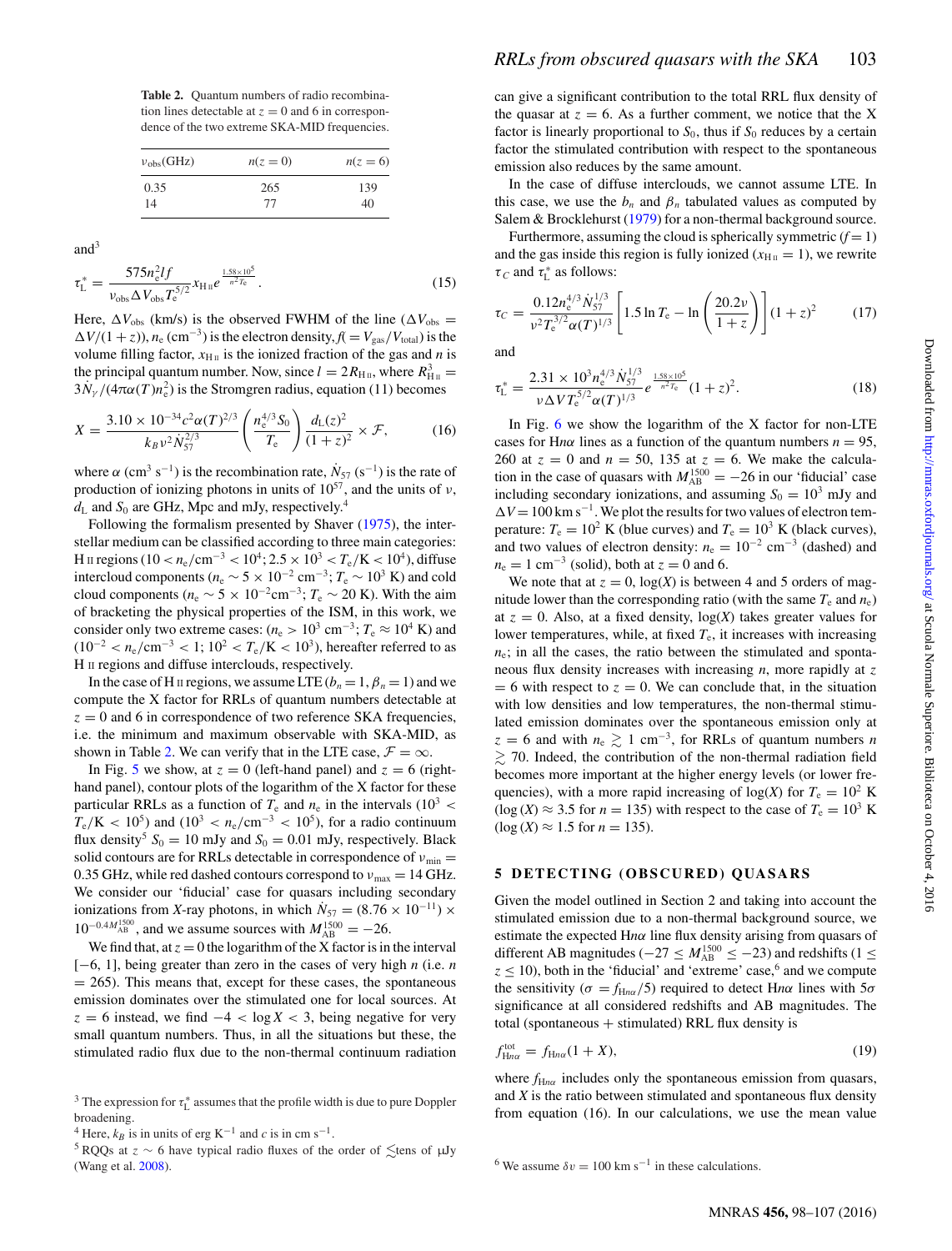**Table 2.** Quantum numbers of radio recombination lines detectable at $z = 0$ and 6 in correspondence of the two extreme SKA-MID frequencies.

| $\nu_{\rm obs}$(GHz) | $n(z = 0)$ | $n(z = 6)$ |
|---|---|---|
| 0.35 | 265 | 139 |
| 14 | 77 | 40 |

and[3]

$$\tau_{\rm L}^* = \frac{575 n_{\rm e}^2 l f}{\nu_{\rm obs} \Delta V_{\rm obs} T_{\rm e}^{5/2}} x_{\rm H\,II} e^{\frac{1.58\times10^5}{n^2 T_{\rm e}}}. \quad (15)$$

Here, $\Delta V_{\rm obs}$ (km/s) is the observed FWHM of the line ($\Delta V_{\rm obs} = \Delta V/(1+z)$), $n_{\rm e}$ (cm$^{-3}$) is the electron density, $f (= V_{\rm gas}/V_{\rm total})$ is the volume filling factor, $x_{\rm H\,II}$ is the ionized fraction of the gas and $n$ is the principal quantum number. Now, since $l = 2R_{\rm H\,II}$, where $R_{\rm H\,II}^3 = 3\dot{N}_\gamma/(4\pi\alpha(T)n_{\rm e}^2)$ is the Stromgren radius, equation (11) becomes

$$X = \frac{3.10\times10^{-34} c^2 \alpha(T)^{2/3}}{k_B \nu^2 \dot{N}_{57}^{2/3}} \left(\frac{n_{\rm e}^{4/3} S_0}{T_{\rm e}}\right) \frac{d_{\rm L}(z)^2}{(1+z)^2} \times \mathcal{F}, \quad (16)$$

where $\alpha$ (cm$^3$ s$^{-1}$) is the recombination rate, $\dot{N}_{57}$ (s$^{-1}$) is the rate of production of ionizing photons in units of $10^{57}$, and the units of $\nu$, $d_{\rm L}$ and $S_0$ are GHz, Mpc and mJy, respectively.[4]

Following the formalism presented by Shaver (1975), the interstellar medium can be classified according to three main categories: H II regions ($10 < n_{\rm e}/{\rm cm}^{-3} < 10^4$; $2.5\times10^3 < T_{\rm e}/{\rm K} < 10^4$), diffuse intercloud components ($n_{\rm e} \sim 5\times10^{-2}$ cm$^{-3}$; $T_{\rm e} \sim 10^3$ K) and cold cloud components ($n_{\rm e} \sim 5\times10^{-2}$cm$^{-3}$; $T_{\rm e} \sim 20$ K). With the aim of bracketing the physical properties of the ISM, in this work, we consider only two extreme cases: ($n_{\rm e} > 10^3$ cm$^{-3}$; $T_{\rm e} \approx 10^4$ K) and ($10^{-2} < n_{\rm e}/{\rm cm}^{-3} < 1$; $10^2 < T_{\rm e}/{\rm K} < 10^3$), hereafter referred to as H II regions and diffuse interclouds, respectively.

In the case of H II regions, we assume LTE ($b_n = 1$, $\beta_n = 1$) and we compute the X factor for RRLs of quantum numbers detectable at $z = 0$ and 6 in correspondence of two reference SKA frequencies, i.e. the minimum and maximum observable with SKA-MID, as shown in Table 2. We can verify that in the LTE case, $\mathcal{F} = \infty$.

In Fig. 5 we show, at $z = 0$ (left-hand panel) and $z = 6$ (right-hand panel), contour plots of the logarithm of the X factor for these particular RRLs as a function of $T_{\rm e}$ and $n_{\rm e}$ in the intervals ($10^3 < T_{\rm e}/{\rm K} < 10^5$) and ($10^3 < n_{\rm e}/{\rm cm}^{-3} < 10^5$), for a radio continuum flux density[5] $S_0 = 10$ mJy and $S_0 = 0.01$ mJy, respectively. Black solid contours are for RRLs detectable in correspondence of $\nu_{\rm min} = 0.35$ GHz, while red dashed contours correspond to $\nu_{\rm max} = 14$ GHz. We consider our 'fiducial' case for quasars including secondary ionizations from *X*-ray photons, in which $\dot{N}_{57} = (8.76\times10^{-11}) \times 10^{-0.4M_{\rm AB}^{1500}}$, and we assume sources with $M_{\rm AB}^{1500} = -26$.

We find that, at $z = 0$ the logarithm of the X factor is in the interval [−6, 1], being greater than zero in the cases of very high $n$ (i.e. $n = 265$). This means that, except for these cases, the spontaneous emission dominates over the stimulated one for local sources. At $z = 6$ instead, we find $-4 < \log X < 3$, being negative for very small quantum numbers. Thus, in all the situations but these, the stimulated radio flux due to the non-thermal continuum radiation can give a significant contribution to the total RRL flux density of the quasar at $z = 6$. As a further comment, we notice that the X factor is linearly proportional to $S_0$, thus if $S_0$ reduces by a certain factor the stimulated contribution with respect to the spontaneous emission also reduces by the same amount.

In the case of diffuse interclouds, we cannot assume LTE. In this case, we use the $b_n$ and $\beta_n$ tabulated values as computed by Salem & Brocklehurst (1979) for a non-thermal background source.

Furthermore, assuming the cloud is spherically symmetric ($f = 1$) and the gas inside this region is fully ionized ($x_{\rm H\,II} = 1$), we rewrite $\tau_C$ and $\tau_{\rm L}^*$ as follows:

$$\tau_C = \frac{0.12 n_{\rm e}^{4/3} \dot{N}_{57}^{1/3}}{\nu^2 T_{\rm e}^{3/2} \alpha(T)^{1/3}} \left[1.5 \ln T_{\rm e} - \ln\left(\frac{20.2\nu}{1+z}\right)\right] (1+z)^2 \quad (17)$$

and

$$\tau_{\rm L}^* = \frac{2.31\times10^3 n_{\rm e}^{4/3} \dot{N}_{57}^{1/3}}{\nu \Delta V T_{\rm e}^{5/2} \alpha(T)^{1/3}} e^{\frac{1.58\times10^5}{n^2 T_{\rm e}}} (1+z)^2. \quad (18)$$

In Fig. 6 we show the logarithm of the X factor for non-LTE cases for H$n\alpha$ lines as a function of the quantum numbers $n = 95$, 260 at $z = 0$ and $n = 50$, 135 at $z = 6$. We make the calculation in the case of quasars with $M_{\rm AB}^{1500} = -26$ in our 'fiducial' case including secondary ionizations, and assuming $S_0 = 10^3$ mJy and $\Delta V = 100$ km s$^{-1}$. We plot the results for two values of electron temperature: $T_{\rm e} = 10^2$ K (blue curves) and $T_{\rm e} = 10^3$ K (black curves), and two values of electron density: $n_{\rm e} = 10^{-2}$ cm$^{-3}$ (dashed) and $n_{\rm e} = 1$ cm$^{-3}$ (solid), both at $z = 0$ and 6.

We note that at $z = 0$, log($X$) is between 4 and 5 orders of magnitude lower than the corresponding ratio (with the same $T_{\rm e}$ and $n_{\rm e}$) at $z = 0$. Also, at a fixed density, log($X$) takes greater values for lower temperatures, while, at fixed $T_{\rm e}$, it increases with increasing $n_{\rm e}$; in all the cases, the ratio between the stimulated and spontaneous flux density increases with increasing $n$, more rapidly at $z = 6$ with respect to $z = 0$. We can conclude that, in the situation with low densities and low temperatures, the non-thermal stimulated emission dominates over the spontaneous emission only at $z = 6$ and with $n_{\rm e} \gtrsim 1$ cm$^{-3}$, for RRLs of quantum numbers $n \gtrsim 70$. Indeed, the contribution of the non-thermal radiation field becomes more important at the higher energy levels (or lower frequencies), with a more rapid increasing of log($X$) for $T_{\rm e} = 10^2$ K (log ($X$) ≈ 3.5 for $n = 135$) with respect to the case of $T_{\rm e} = 10^3$ K (log ($X$) ≈ 1.5 for $n = 135$).

## 5 DETECTING (OBSCURED) QUASARS

Given the model outlined in Section 2 and taking into account the stimulated emission due to a non-thermal background source, we estimate the expected H$n\alpha$ line flux density arising from quasars of different AB magnitudes ($-27 \le M_{\rm AB}^{1500} \le -23$) and redshifts ($1 \le z \le 10$), both in the 'fiducial' and 'extreme' case,[6] and we compute the sensitivity ($\sigma = f_{{\rm H}n\alpha}/5$) required to detect H$n\alpha$ lines with $5\sigma$ significance at all considered redshifts and AB magnitudes. The total (spontaneous + stimulated) RRL flux density is

$$f_{{\rm H}n\alpha}^{\rm tot} = f_{{\rm H}n\alpha}(1+X), \quad (19)$$

where $f_{{\rm H}n\alpha}$ includes only the spontaneous emission from quasars, and $X$ is the ratio between stimulated and spontaneous flux density from equation (16). In our calculations, we use the mean value

[3] The expression for $\tau_{\rm L}^*$ assumes that the profile width is due to pure Doppler broadening.

[4] Here, $k_B$ is in units of erg K$^{-1}$ and $c$ is in cm s$^{-1}$.

[5] RQQs at $z \sim 6$ have typical radio fluxes of the order of $\lesssim$tens of μJy (Wang et al. 2008).

[6] We assume $\delta v = 100$ km s$^{-1}$ in these calculations.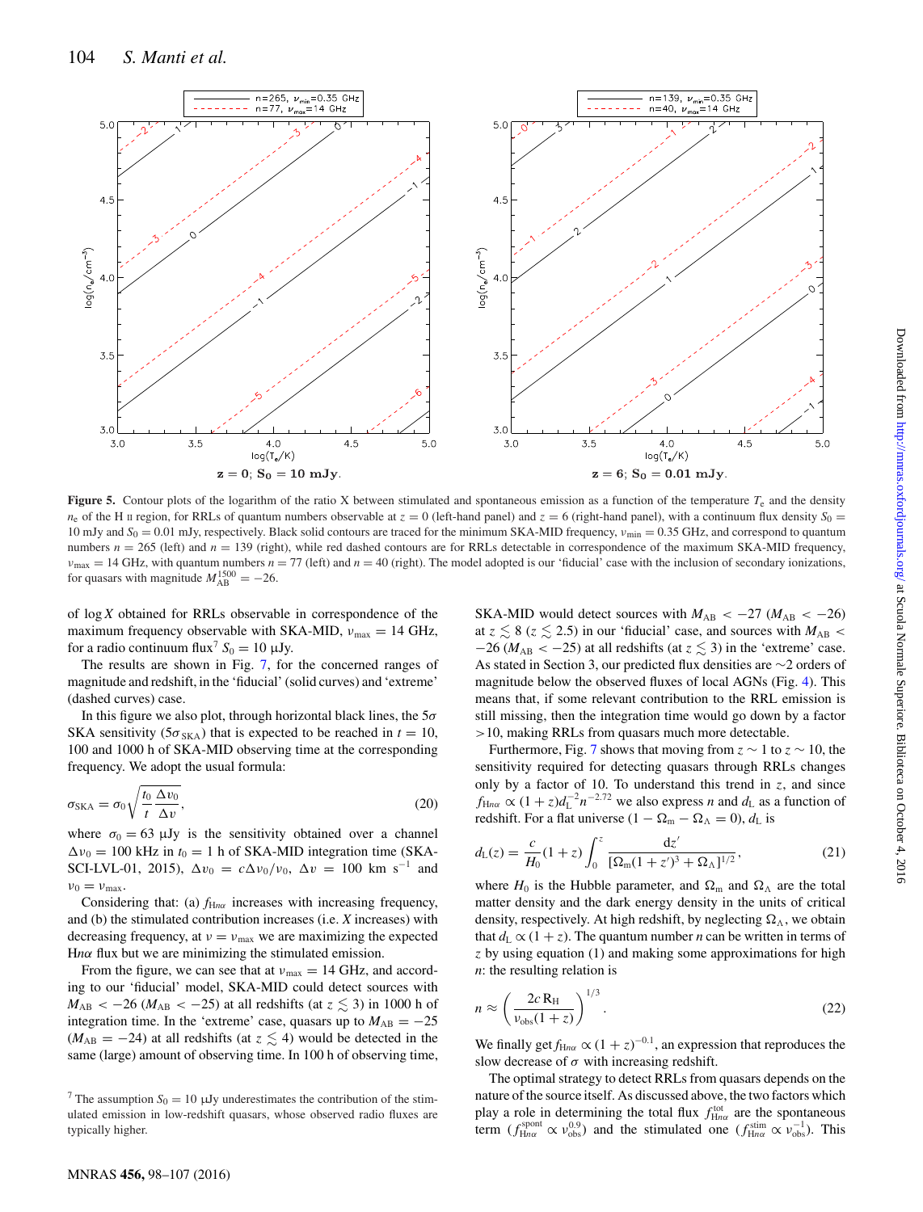**Figure 5.** Contour plots of the logarithm of the ratio X between stimulated and spontaneous emission as a function of the temperature $T_e$ and the density $n_e$ of the H II region, for RRLs of quantum numbers observable at $z = 0$ (left-hand panel) and $z = 6$ (right-hand panel), with a continuum flux density $S_0 =$ 10 mJy and $S_0 = 0.01$ mJy, respectively. Black solid contours are traced for the minimum SKA-MID frequency, $\nu_{\rm min} = 0.35$ GHz, and correspond to quantum numbers $n = 265$ (left) and $n = 139$ (right), while red dashed contours are for RRLs detectable in correspondence of the maximum SKA-MID frequency, $\nu_{\rm max} = 14$ GHz, with quantum numbers $n = 77$ (left) and $n = 40$ (right). The model adopted is our 'fiducial' case with the inclusion of secondary ionizations, for quasars with magnitude $M_{\rm AB}^{1500} = -26$.

of $\log X$ obtained for RRLs observable in correspondence of the maximum frequency observable with SKA-MID, $\nu_{\rm max} = 14$ GHz, for a radio continuum flux[7] $S_0 = 10$ μJy.

The results are shown in Fig. 7, for the concerned ranges of magnitude and redshift, in the 'fiducial' (solid curves) and 'extreme' (dashed curves) case.

In this figure we also plot, through horizontal black lines, the $5\sigma$ SKA sensitivity ($5\sigma_{\rm SKA}$) that is expected to be reached in $t = 10$, 100 and 1000 h of SKA-MID observing time at the corresponding frequency. We adopt the usual formula:

$$\sigma_{\rm SKA} = \sigma_0 \sqrt{\frac{t_0}{t}\frac{\Delta\nu_0}{\Delta\nu}}, \tag{20}$$

where $\sigma_0 = 63$ μJy is the sensitivity obtained over a channel $\Delta\nu_0 = 100$ kHz in $t_0 = 1$ h of SKA-MID integration time (SKA-SCI-LVL-01, 2015), $\Delta\upsilon_0 = c\Delta\nu_0/\nu_0$, $\Delta\upsilon = 100$ km s$^{-1}$ and $\nu_0 = \nu_{\rm max}$.

Considering that: (a) $f_{{\rm H}n\alpha}$ increases with increasing frequency, and (b) the stimulated contribution increases (i.e. $X$ increases) with decreasing frequency, at $\nu = \nu_{\rm max}$ we are maximizing the expected H$n\alpha$ flux but we are minimizing the stimulated emission.

From the figure, we can see that at $\nu_{\rm max} = 14$ GHz, and according to our 'fiducial' model, SKA-MID could detect sources with $M_{\rm AB} < -26$ ($M_{\rm AB} < -25$) at all redshifts (at $z \lesssim 3$) in 1000 h of integration time. In the 'extreme' case, quasars up to $M_{\rm AB} = -25$ ($M_{\rm AB} = -24$) at all redshifts (at $z \lesssim 4$) would be detected in the same (large) amount of observing time. In 100 h of observing time, SKA-MID would detect sources with $M_{\rm AB} < -27$ ($M_{\rm AB} < -26$) at $z \lesssim 8$ ($z \lesssim 2.5$) in our 'fiducial' case, and sources with $M_{\rm AB} < -26$ ($M_{\rm AB} < -25$) at all redshifts (at $z \lesssim 3$) in the 'extreme' case. As stated in Section 3, our predicted flux densities are ~2 orders of magnitude below the observed fluxes of local AGNs (Fig. 4). This means that, if some relevant contribution to the RRL emission is still missing, then the integration time would go down by a factor >10, making RRLs from quasars much more detectable.

Furthermore, Fig. 7 shows that moving from $z \sim 1$ to $z \sim 10$, the sensitivity required for detecting quasars through RRLs changes only by a factor of 10. To understand this trend in $z$, and since $f_{{\rm H}n\alpha} \propto (1+z) d_{\rm L}^{-2} n^{-2.72}$ we also express $n$ and $d_{\rm L}$ as a function of redshift. For a flat universe ($1 - \Omega_{\rm m} - \Omega_\Lambda = 0$), $d_{\rm L}$ is

$$d_{\rm L}(z) = \frac{c}{H_0}(1+z)\int_0^z \frac{{\rm d}z'}{[\Omega_{\rm m}(1+z')^3 + \Omega_\Lambda]^{1/2}}, \tag{21}$$

where $H_0$ is the Hubble parameter, and $\Omega_{\rm m}$ and $\Omega_\Lambda$ are the total matter density and the dark energy density in the units of critical density, respectively. At high redshift, by neglecting $\Omega_\Lambda$, we obtain that $d_{\rm L} \propto (1+z)$. The quantum number $n$ can be written in terms of $z$ by using equation (1) and making some approximations for high $n$: the resulting relation is

$$n \approx \left(\frac{2c\,{\rm R_H}}{\nu_{\rm obs}(1+z)}\right)^{1/3}. \tag{22}$$

We finally get $f_{{\rm H}n\alpha} \propto (1+z)^{-0.1}$, an expression that reproduces the slow decrease of $\sigma$ with increasing redshift.

The optimal strategy to detect RRLs from quasars depends on the nature of the source itself. As discussed above, the two factors which play a role in determining the total flux $f_{{\rm H}n\alpha}^{\rm tot}$ are the spontaneous term ($f_{{\rm H}n\alpha}^{\rm spont} \propto \nu_{\rm obs}^{0.9}$) and the stimulated one ($f_{{\rm H}n\alpha}^{\rm stim} \propto \nu_{\rm obs}^{-1}$). This

[7] The assumption $S_0 = 10$ μJy underestimates the contribution of the stimulated emission in low-redshift quasars, whose observed radio fluxes are typically higher.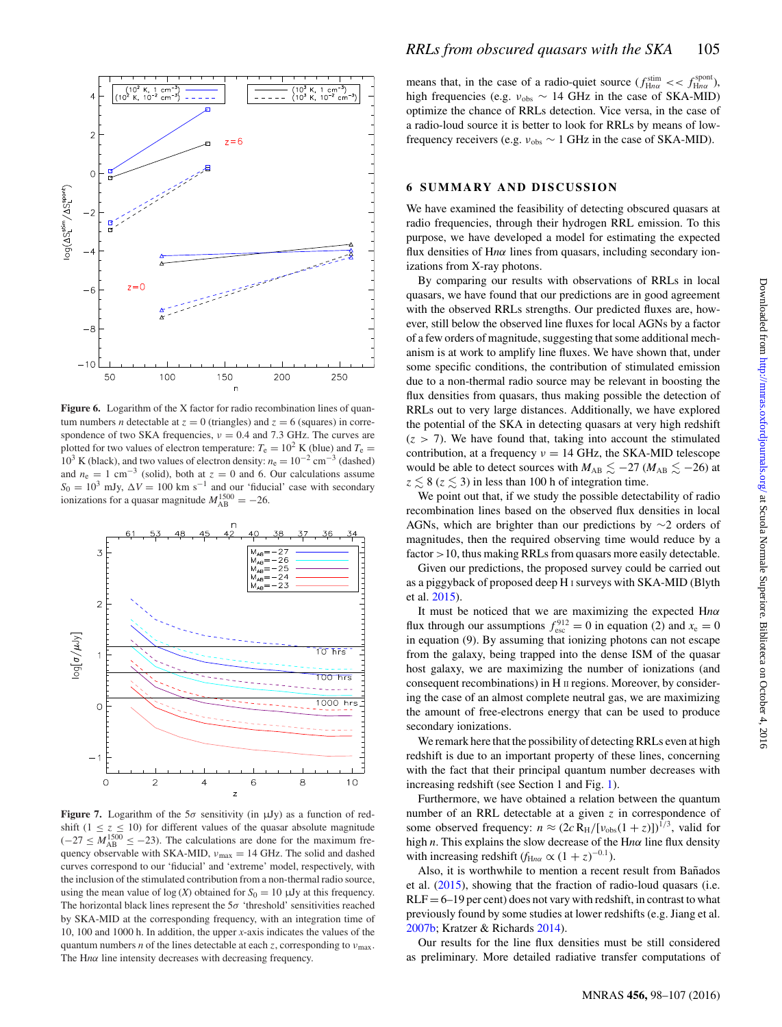**Figure 6.** Logarithm of the X factor for radio recombination lines of quantum numbers $n$ detectable at $z = 0$ (triangles) and $z = 6$ (squares) in correspondence of two SKA frequencies, $\nu = 0.4$ and 7.3 GHz. The curves are plotted for two values of electron temperature: $T_e = 10^2$ K (blue) and $T_e = 10^3$ K (black), and two values of electron density: $n_e = 10^{-2}$ cm$^{-3}$ (dashed) and $n_e = 1$ cm$^{-3}$ (solid), both at $z = 0$ and 6. Our calculations assume $S_0 = 10^3$ mJy, $\Delta V = 100$ km s$^{-1}$ and our 'fiducial' case with secondary ionizations for a quasar magnitude $M_{\rm AB}^{1500} = -26$.

**Figure 7.** Logarithm of the $5\sigma$ sensitivity (in μJy) as a function of redshift ($1 \le z \le 10$) for different values of the quasar absolute magnitude ($-27 \le M_{\rm AB}^{1500} \le -23$). The calculations are done for the maximum frequency observable with SKA-MID, $\nu_{\rm max} = 14$ GHz. The solid and dashed curves correspond to our 'fiducial' and 'extreme' model, respectively, with the inclusion of the stimulated contribution from a non-thermal radio source, using the mean value of $\log(X)$ obtained for $S_0 = 10$ μJy at this frequency. The horizontal black lines represent the $5\sigma$ 'threshold' sensitivities reached by SKA-MID at the corresponding frequency, with an integration time of 10, 100 and 1000 h. In addition, the upper $x$-axis indicates the values of the quantum numbers $n$ of the lines detectable at each $z$, corresponding to $\nu_{\rm max}$. The H$n\alpha$ line intensity decreases with decreasing frequency.

means that, in the case of a radio-quiet source ($f_{{\rm H}n\alpha}^{\rm stim} << f_{{\rm H}n\alpha}^{\rm spont}$), high frequencies (e.g. $\nu_{\rm obs} \sim 14$ GHz in the case of SKA-MID) optimize the chance of RRLs detection. Vice versa, in the case of a radio-loud source it is better to look for RRLs by means of low-frequency receivers (e.g. $\nu_{\rm obs} \sim 1$ GHz in the case of SKA-MID).

## 6 SUMMARY AND DISCUSSION

We have examined the feasibility of detecting obscured quasars at radio frequencies, through their hydrogen RRL emission. To this purpose, we have developed a model for estimating the expected flux densities of H$n\alpha$ lines from quasars, including secondary ionizations from X-ray photons.

By comparing our results with observations of RRLs in local quasars, we have found that our predictions are in good agreement with the observed RRLs strengths. Our predicted fluxes are, however, still below the observed line fluxes for local AGNs by a factor of a few orders of magnitude, suggesting that some additional mechanism is at work to amplify line fluxes. We have shown that, under some specific conditions, the contribution of stimulated emission due to a non-thermal radio source may be relevant in boosting the flux densities from quasars, thus making possible the detection of RRLs out to very large distances. Additionally, we have explored the potential of the SKA in detecting quasars at very high redshift ($z > 7$). We have found that, taking into account the stimulated contribution, at a frequency $\nu = 14$ GHz, the SKA-MID telescope would be able to detect sources with $M_{\rm AB} \lesssim -27$ ($M_{\rm AB} \lesssim -26$) at $z \lesssim 8$ ($z \lesssim 3$) in less than 100 h of integration time.

We point out that, if we study the possible detectability of radio recombination lines based on the observed flux densities in local AGNs, which are brighter than our predictions by $\sim$2 orders of magnitudes, then the required observing time would reduce by a factor >10, thus making RRLs from quasars more easily detectable.

Given our predictions, the proposed survey could be carried out as a piggyback of proposed deep H I surveys with SKA-MID (Blyth et al. 2015).

It must be noticed that we are maximizing the expected H$n\alpha$ flux through our assumptions $f_{\rm esc}^{912} = 0$ in equation (2) and $x_e = 0$ in equation (9). By assuming that ionizing photons can not escape from the galaxy, being trapped into the dense ISM of the quasar host galaxy, we are maximizing the number of ionizations (and consequent recombinations) in H II regions. Moreover, by considering the case of an almost complete neutral gas, we are maximizing the amount of free-electrons energy that can be used to produce secondary ionizations.

We remark here that the possibility of detecting RRLs even at high redshift is due to an important property of these lines, concerning with the fact that their principal quantum number decreases with increasing redshift (see Section 1 and Fig. 1).

Furthermore, we have obtained a relation between the quantum number of an RRL detectable at a given $z$ in correspondence of some observed frequency: $n \approx (2c\,{\rm R_H}/[\nu_{\rm obs}(1+z)])^{1/3}$, valid for high $n$. This explains the slow decrease of the H$n\alpha$ line flux density with increasing redshift ($f_{{\rm H}n\alpha} \propto (1+z)^{-0.1}$).

Also, it is worthwhile to mention a recent result from Bañados et al. (2015), showing that the fraction of radio-loud quasars (i.e. RLF = 6–19 per cent) does not vary with redshift, in contrast to what previously found by some studies at lower redshifts (e.g. Jiang et al. 2007b; Kratzer & Richards 2014).

Our results for the line flux densities must be still considered as preliminary. More detailed radiative transfer computations of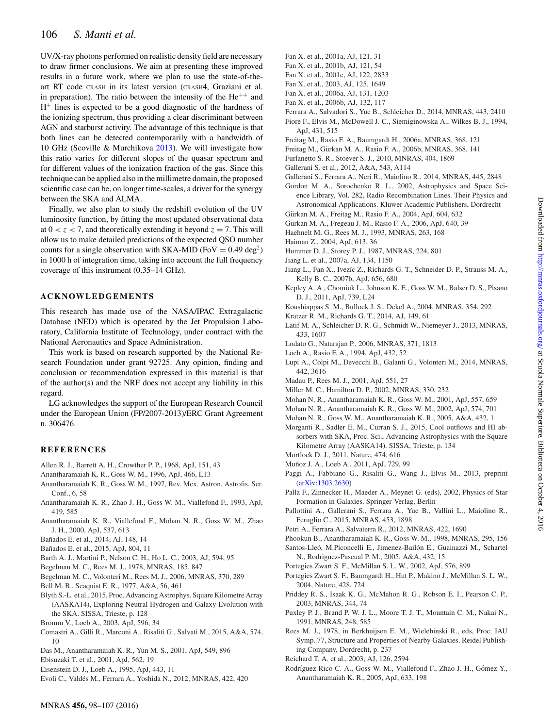UV/X-ray photons performed on realistic density field are necessary to draw firmer conclusions. We aim at presenting these improved results in a future work, where we plan to use the state-of-the-art RT code CRASH in its latest version (CRASH4, Graziani et al. in preparation). The ratio between the intensity of the $He^{++}$ and $H^{+}$ lines is expected to be a good diagnostic of the hardness of the ionizing spectrum, thus providing a clear discriminant between AGN and starburst activity. The advantage of this technique is that both lines can be detected contemporarily with a bandwidth of 10 GHz (Scoville & Murchikova 2013). We will investigate how this ratio varies for different slopes of the quasar spectrum and for different values of the ionization fraction of the gas. Since this technique can be applied also in the millimetre domain, the proposed scientific case can be, on longer time-scales, a driver for the synergy between the SKA and ALMA.

Finally, we also plan to study the redshift evolution of the UV luminosity function, by fitting the most updated observational data at $0 < z < 7$, and theoretically extending it beyond $z = 7$. This will allow us to make detailed predictions of the expected QSO number counts for a single observation with SKA-MID (FoV $= 0.49$ deg$^2$) in 1000 h of integration time, taking into account the full frequency coverage of this instrument (0.35–14 GHz).

## ACKNOWLEDGEMENTS

This research has made use of the NASA/IPAC Extragalactic Database (NED) which is operated by the Jet Propulsion Laboratory, California Institute of Technology, under contract with the National Aeronautics and Space Administration.

This work is based on research supported by the National Research Foundation under grant 92725. Any opinion, finding and conclusion or recommendation expressed in this material is that of the author(s) and the NRF does not accept any liability in this regard.

LG acknowledges the support of the European Research Council under the European Union (FP/2007-2013)/ERC Grant Agreement n. 306476.

## REFERENCES

Allen R. J., Barrett A. H., Crowther P. P., 1968, ApJ, 151, 43
Anantharamaiah K. R., Goss W. M., 1996, ApJ, 466, L13
Anantharamaiah K. R., Goss W. M., 1997, Rev. Mex. Astron. Astrofis. Ser. Conf., 6, 58
Anantharamaiah K. R., Zhao J. H., Goss W. M., Viallefond F., 1993, ApJ, 419, 585
Anantharamaiah K. R., Viallefond F., Mohan N. R., Goss W. M., Zhao J. H., 2000, ApJ, 537, 613
Bañados E. et al., 2014, AJ, 148, 14
Bañados E. et al., 2015, ApJ, 804, 11
Barth A. J., Martini P., Nelson C. H., Ho L. C., 2003, AJ, 594, 95
Begelman M. C., Rees M. J., 1978, MNRAS, 185, 847
Begelman M. C., Volonteri M., Rees M. J., 2006, MNRAS, 370, 289
Bell M. B., Seaquist E. R., 1977, A&A, 56, 461
Blyth S.-L. et al., 2015, Proc. Advancing Astrophys. Square Kilometre Array (AASKA14), Exploring Neutral Hydrogen and Galaxy Evolution with the SKA. SISSA, Trieste, p. 128
Bromm V., Loeb A., 2003, ApJ, 596, 34
Comastri A., Gilli R., Marconi A., Risaliti G., Salvati M., 2015, A&A, 574, 10
Das M., Anantharamaiah K. R., Yun M. S., 2001, ApJ, 549, 896
Ebisuzaki T. et al., 2001, ApJ, 562, 19
Eisenstein D. J., Loeb A., 1995, ApJ, 443, 11
Evoli C., Valdés M., Ferrara A., Yoshida N., 2012, MNRAS, 422, 420
Fan X. et al., 2001a, AJ, 121, 31
Fan X. et al., 2001b, AJ, 121, 54
Fan X. et al., 2001c, AJ, 122, 2833
Fan X. et al., 2003, AJ, 125, 1649
Fan X. et al., 2006a, AJ, 131, 1203
Fan X. et al., 2006b, AJ, 132, 117
Ferrara A., Salvadori S., Yue B., Schleicher D., 2014, MNRAS, 443, 2410
Fiore F., Elvis M., McDowell J. C., Siemiginowska A., Wilkes B. J., 1994, ApJ, 431, 515
Freitag M., Rasio F. A., Baumgardt H., 2006a, MNRAS, 368, 121
Freitag M., Gürkan M. A., Rasio F. A., 2006b, MNRAS, 368, 141
Furlanetto S. R., Stoever S. J., 2010, MNRAS, 404, 1869
Gallerani S. et al., 2012, A&A, 543, A114
Gallerani S., Ferrara A., Neri R., Maiolino R., 2014, MNRAS, 445, 2848
Gordon M. A., Sorochenko R. L., 2002, Astrophysics and Space Science Library, Vol. 282, Radio Recombination Lines. Their Physics and Astronomical Applications. Kluwer Academic Publishers, Dordrecht
Gürkan M. A., Freitag M., Rasio F. A., 2004, ApJ, 604, 632
Gürkan M. A., Fregeau J. M., Rasio F. A., 2006, ApJ, 640, 39
Haehnelt M. G., Rees M. J., 1993, MNRAS, 263, 168
Haiman Z., 2004, ApJ, 613, 36
Hummer D. J., Storey P. J., 1987, MNRAS, 224, 801
Jiang L. et al., 2007a, AJ, 134, 1150
Jiang L., Fan X., Ivezíc Z., Richards G. T., Schneider D. P., Strauss M. A., Kelly B. C., 2007b, ApJ, 656, 680
Kepley A. A., Chomiuk L., Johnson K. E., Goss W. M., Balser D. S., Pisano D. J., 2011, ApJ, 739, L24
Koushiappas S. M., Bullock J. S., Dekel A., 2004, MNRAS, 354, 292
Kratzer R. M., Richards G. T., 2014, AJ, 149, 61
Latif M. A., Schleicher D. R. G., Schmidt W., Niemeyer J., 2013, MNRAS, 433, 1607
Lodato G., Natarajan P., 2006, MNRAS, 371, 1813
Loeb A., Rasio F. A., 1994, ApJ, 432, 52
Lupi A., Colpi M., Devecchi B., Galanti G., Volonteri M., 2014, MNRAS, 442, 3616
Madau P., Rees M. J., 2001, ApJ, 551, 27
Miller M. C., Hamilton D. P., 2002, MNRAS, 330, 232
Mohan N. R., Anantharamaiah K. R., Goss W. M., 2001, ApJ, 557, 659
Mohan N. R., Anantharamaiah K. R., Goss W. M., 2002, ApJ, 574, 701
Mohan N. R., Goss W. M., Anantharamaiah K. R., 2005, A&A, 432, 1
Morganti R., Sadler E. M., Curran S. J., 2015, Cool outflows and HI absorbers with SKA, Proc. Sci., Advancing Astrophysics with the Square Kilometre Array (AASKA14). SISSA, Trieste, p. 134
Mortlock D. J., 2011, Nature, 474, 616
Muñoz J. A., Loeb A., 2011, ApJ, 729, 99
Paggi A., Fabbiano G., Risaliti G., Wang J., Elvis M., 2013, preprint (arXiv:1303.2630)
Palla F., Zinnecker H., Maeder A., Meynet G. (eds), 2002, Physics of Star Formation in Galaxies. Springer-Verlag, Berlin
Pallottini A., Gallerani S., Ferrara A., Yue B., Vallini L., Maiolino R., Feruglio C., 2015, MNRAS, 453, 1898
Petri A., Ferrara A., Salvaterra R., 2012, MNRAS, 422, 1690
Phookun B., Anantharamaiah K. R., Goss W. M., 1998, MNRAS, 295, 156
Santos-Lleó, M.Piconcelli E., Jimenez-Bailón E., Guainazzi M., Schartel N., Rodriguez-Pascual P. M., 2005, A&A, 432, 15
Portegies Zwart S. F., McMillan S. L. W., 2002, ApJ, 576, 899
Portegies Zwart S. F., Baumgardt H., Hut P., Makino J., McMillan S. L. W., 2004, Nature, 428, 724
Priddey R. S., Isaak K. G., McMahon R. G., Robson E. I., Pearson C. P., 2003, MNRAS, 344, 74
Puxley P. J., Brand P. W. J. L., Moore T. J. T., Mountain C. M., Nakai N., 1991, MNRAS, 248, 585
Rees M. J., 1978, in Berkhuijsen E. M., Wielebinski R., eds, Proc. IAU Symp. 77, Structure and Properties of Nearby Galaxies. Reidel Publishing Company, Dordrecht, p. 237
Reichard T. A. et al., 2003, AJ, 126, 2594
Rodríguez-Rico C. A., Goss W. M., Viallefond F., Zhao J.-H., Gómez Y., Anantharamaiah K. R., 2005, ApJ, 633, 198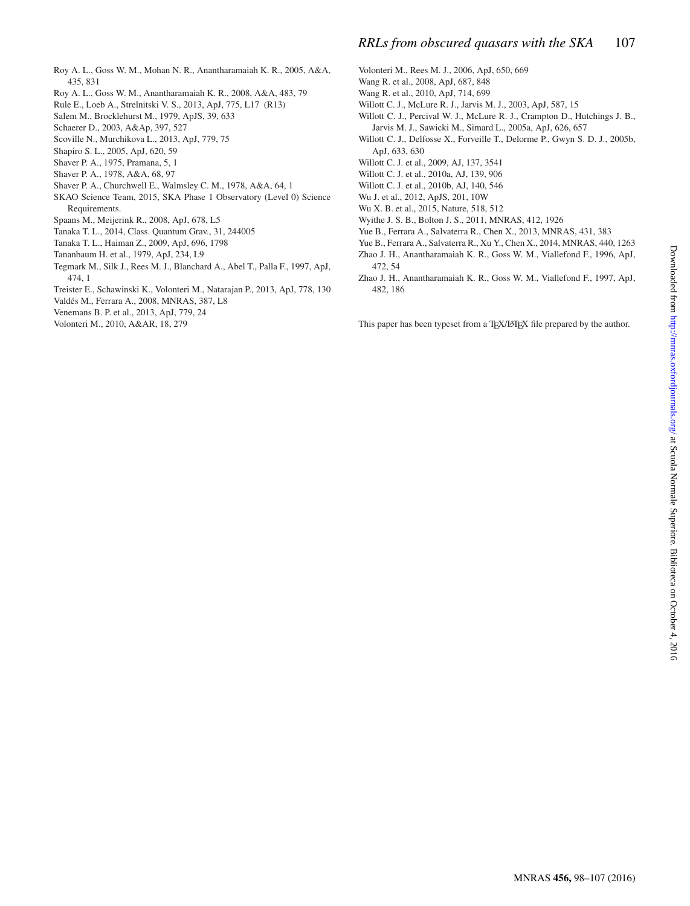Roy A. L., Goss W. M., Mohan N. R., Anantharamaiah K. R., 2005, A&A, 435, 831

Roy A. L., Goss W. M., Anantharamaiah K. R., 2008, A&A, 483, 79

Rule E., Loeb A., Strelnitski V. S., 2013, ApJ, 775, L17 (R13)

Salem M., Brocklehurst M., 1979, ApJS, 39, 633

Schaerer D., 2003, A&Ap, 397, 527

Scoville N., Murchikova L., 2013, ApJ, 779, 75

Shapiro S. L., 2005, ApJ, 620, 59

Shaver P. A., 1975, Pramana, 5, 1

Shaver P. A., 1978, A&A, 68, 97

Shaver P. A., Churchwell E., Walmsley C. M., 1978, A&A, 64, 1

SKAO Science Team, 2015, SKA Phase 1 Observatory (Level 0) Science Requirements.

Spaans M., Meijerink R., 2008, ApJ, 678, L5

Tanaka T. L., 2014, Class. Quantum Grav., 31, 244005

Tanaka T. L., Haiman Z., 2009, ApJ, 696, 1798

Tananbaum H. et al., 1979, ApJ, 234, L9

Tegmark M., Silk J., Rees M. J., Blanchard A., Abel T., Palla F., 1997, ApJ, 474, 1

Treister E., Schawinski K., Volonteri M., Natarajan P., 2013, ApJ, 778, 130

Valdés M., Ferrara A., 2008, MNRAS, 387, L8

Venemans B. P. et al., 2013, ApJ, 779, 24

Volonteri M., 2010, A&AR, 18, 279

Volonteri M., Rees M. J., 2006, ApJ, 650, 669

Wang R. et al., 2008, ApJ, 687, 848

Wang R. et al., 2010, ApJ, 714, 699

Willott C. J., McLure R. J., Jarvis M. J., 2003, ApJ, 587, 15

Willott C. J., Percival W. J., McLure R. J., Crampton D., Hutchings J. B., Jarvis M. J., Sawicki M., Simard L., 2005a, ApJ, 626, 657

Willott C. J., Delfosse X., Forveille T., Delorme P., Gwyn S. D. J., 2005b, ApJ, 633, 630

Willott C. J. et al., 2009, AJ, 137, 3541

Willott C. J. et al., 2010a, AJ, 139, 906

Willott C. J. et al., 2010b, AJ, 140, 546

Wu J. et al., 2012, ApJS, 201, 10W

Wu X. B. et al., 2015, Nature, 518, 512

Wyithe J. S. B., Bolton J. S., 2011, MNRAS, 412, 1926

Yue B., Ferrara A., Salvaterra R., Chen X., 2013, MNRAS, 431, 383

Yue B., Ferrara A., Salvaterra R., Xu Y., Chen X., 2014, MNRAS, 440, 1263

Zhao J. H., Anantharamaiah K. R., Goss W. M., Viallefond F., 1996, ApJ, 472, 54

Zhao J. H., Anantharamaiah K. R., Goss W. M., Viallefond F., 1997, ApJ, 482, 186

This paper has been typeset from a TEX/LATEX file prepared by the author.